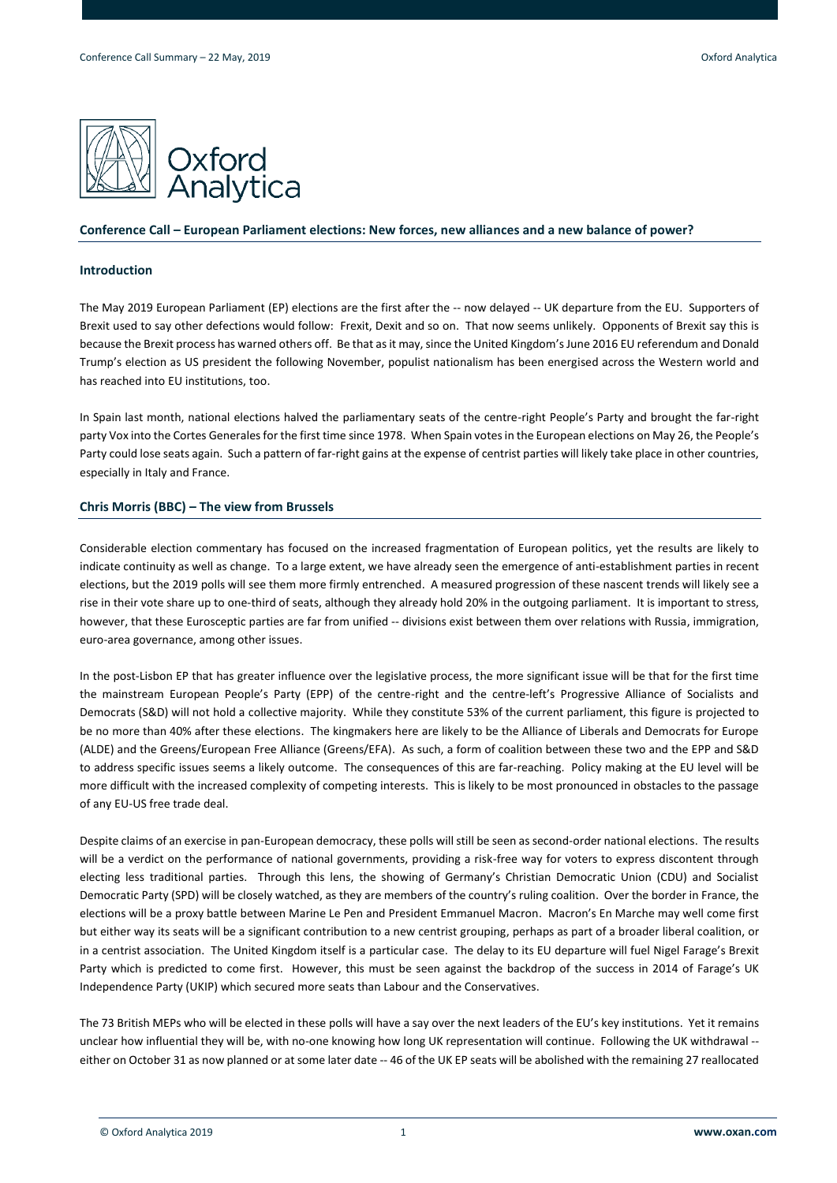## Conference Call – European Parliament elections: New forces, new alliances and a new balance of power?

### Introduction

The May 2019 European Parliament (EP) elections are the first after the -- now delayed -- UK departure from the EU. Supporters of Brexit used to say other defections would follow: Frexit, Dexit and so on. That now seems unlikely. Opponents of Brexit say this is because the Brexit process has warned others off. Be that as it may, since the United Kingdom's June 2016 EU referendum and Donald Trump's election as US president the following November, populist nationalism has been energised across the Western world and has reached into EU institutions, too.

In Spain last month, national elections halved the parliamentary seats of the centre-right People's Party and brought the far-right party Vox into the Cortes Generales for the first time since 1978. When Spain votes in the European elections on May 26, the People's Party could lose seats again. Such a pattern of far-right gains at the expense of centrist parties will likely take place in other countries, especially in Italy and France.

### Chris Morris (BBC) – The view from Brussels

Considerable election commentary has focused on the increased fragmentation of European politics, yet the results are likely to indicate continuity as well as change. To a large extent, we have already seen the emergence of anti-establishment parties in recent elections, but the 2019 polls will see them more firmly entrenched. A measured progression of these nascent trends will likely see a rise in their vote share up to one-third of seats, although they already hold 20% in the outgoing parliament. It is important to stress, however, that these Eurosceptic parties are far from unified -- divisions exist between them over relations with Russia, immigration, euro-area governance, among other issues.

In the post-Lisbon EP that has greater influence over the legislative process, the more significant issue will be that for the first time the mainstream European People's Party (EPP) of the centre-right and the centre-left's Progressive Alliance of Socialists and Democrats (S&D) will not hold a collective majority. While they constitute 53% of the current parliament, this figure is projected to be no more than 40% after these elections. The kingmakers here are likely to be the Alliance of Liberals and Democrats for Europe (ALDE) and the Greens/European Free Alliance (Greens/EFA). As such, a form of coalition between these two and the EPP and S&D to address specific issues seems a likely outcome. The consequences of this are far-reaching. Policy making at the EU level will be more difficult with the increased complexity of competing interests. This is likely to be most pronounced in obstacles to the passage of any EU-US free trade deal.

Despite claims of an exercise in pan-European democracy, these polls will still be seen as second-order national elections. The results will be a verdict on the performance of national governments, providing a risk-free way for voters to express discontent through electing less traditional parties. Through this lens, the showing of Germany's Christian Democratic Union (CDU) and Socialist Democratic Party (SPD) will be closely watched, as they are members of the country's ruling coalition. Over the border in France, the elections will be a proxy battle between Marine Le Pen and President Emmanuel Macron. Macron's En Marche may well come first but either way its seats will be a significant contribution to a new centrist grouping, perhaps as part of a broader liberal coalition, or in a centrist association. The United Kingdom itself is a particular case. The delay to its EU departure will fuel Nigel Farage's Brexit Party which is predicted to come first. However, this must be seen against the backdrop of the success in 2014 of Farage's UK Independence Party (UKIP) which secured more seats than Labour and the Conservatives.

The 73 British MEPs who will be elected in these polls will have a say over the next leaders of the EU's key institutions. Yet it remains unclear how influential they will be, with no-one knowing how long UK representation will continue. Following the UK withdrawal -- either on October 31 as now planned or at some later date -- 46 of the UK EP seats will be abolished with the remaining 27 reallocated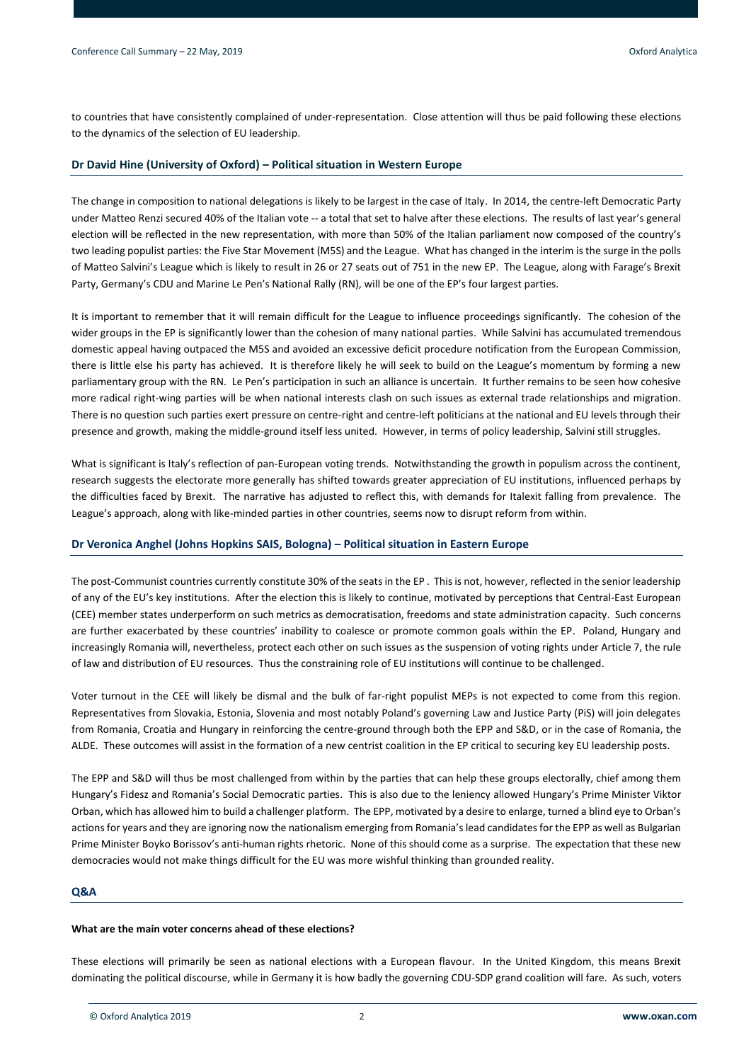to countries that have consistently complained of under-representation. Close attention will thus be paid following these elections to the dynamics of the selection of EU leadership.

### Dr David Hine (University of Oxford) – Political situation in Western Europe

The change in composition to national delegations is likely to be largest in the case of Italy. In 2014, the centre-left Democratic Party under Matteo Renzi secured 40% of the Italian vote -- a total that set to halve after these elections. The results of last year's general election will be reflected in the new representation, with more than 50% of the Italian parliament now composed of the country's two leading populist parties: the Five Star Movement (M5S) and the League. What has changed in the interim is the surge in the polls of Matteo Salvini's League which is likely to result in 26 or 27 seats out of 751 in the new EP. The League, along with Farage's Brexit Party, Germany's CDU and Marine Le Pen's National Rally (RN), will be one of the EP's four largest parties.

It is important to remember that it will remain difficult for the League to influence proceedings significantly. The cohesion of the wider groups in the EP is significantly lower than the cohesion of many national parties. While Salvini has accumulated tremendous domestic appeal having outpaced the M5S and avoided an excessive deficit procedure notification from the European Commission, there is little else his party has achieved. It is therefore likely he will seek to build on the League's momentum by forming a new parliamentary group with the RN. Le Pen's participation in such an alliance is uncertain. It further remains to be seen how cohesive more radical right-wing parties will be when national interests clash on such issues as external trade relationships and migration. There is no question such parties exert pressure on centre-right and centre-left politicians at the national and EU levels through their presence and growth, making the middle-ground itself less united. However, in terms of policy leadership, Salvini still struggles.

What is significant is Italy's reflection of pan-European voting trends. Notwithstanding the growth in populism across the continent, research suggests the electorate more generally has shifted towards greater appreciation of EU institutions, influenced perhaps by the difficulties faced by Brexit. The narrative has adjusted to reflect this, with demands for Italexit falling from prevalence. The League's approach, along with like-minded parties in other countries, seems now to disrupt reform from within.

### Dr Veronica Anghel (Johns Hopkins SAIS, Bologna) – Political situation in Eastern Europe

The post-Communist countries currently constitute 30% of the seats in the EP . This is not, however, reflected in the senior leadership of any of the EU's key institutions. After the election this is likely to continue, motivated by perceptions that Central-East European (CEE) member states underperform on such metrics as democratisation, freedoms and state administration capacity. Such concerns are further exacerbated by these countries' inability to coalesce or promote common goals within the EP. Poland, Hungary and increasingly Romania will, nevertheless, protect each other on such issues as the suspension of voting rights under Article 7, the rule of law and distribution of EU resources. Thus the constraining role of EU institutions will continue to be challenged.

Voter turnout in the CEE will likely be dismal and the bulk of far-right populist MEPs is not expected to come from this region. Representatives from Slovakia, Estonia, Slovenia and most notably Poland's governing Law and Justice Party (PiS) will join delegates from Romania, Croatia and Hungary in reinforcing the centre-ground through both the EPP and S&D, or in the case of Romania, the ALDE. These outcomes will assist in the formation of a new centrist coalition in the EP critical to securing key EU leadership posts.

The EPP and S&D will thus be most challenged from within by the parties that can help these groups electorally, chief among them Hungary's Fidesz and Romania's Social Democratic parties. This is also due to the leniency allowed Hungary's Prime Minister Viktor Orban, which has allowed him to build a challenger platform. The EPP, motivated by a desire to enlarge, turned a blind eye to Orban's actions for years and they are ignoring now the nationalism emerging from Romania's lead candidates for the EPP as well as Bulgarian Prime Minister Boyko Borissov's anti-human rights rhetoric. None of this should come as a surprise. The expectation that these new democracies would not make things difficult for the EU was more wishful thinking than grounded reality.

### Q&A

**What are the main voter concerns ahead of these elections?**

These elections will primarily be seen as national elections with a European flavour. In the United Kingdom, this means Brexit dominating the political discourse, while in Germany it is how badly the governing CDU-SDP grand coalition will fare. As such, voters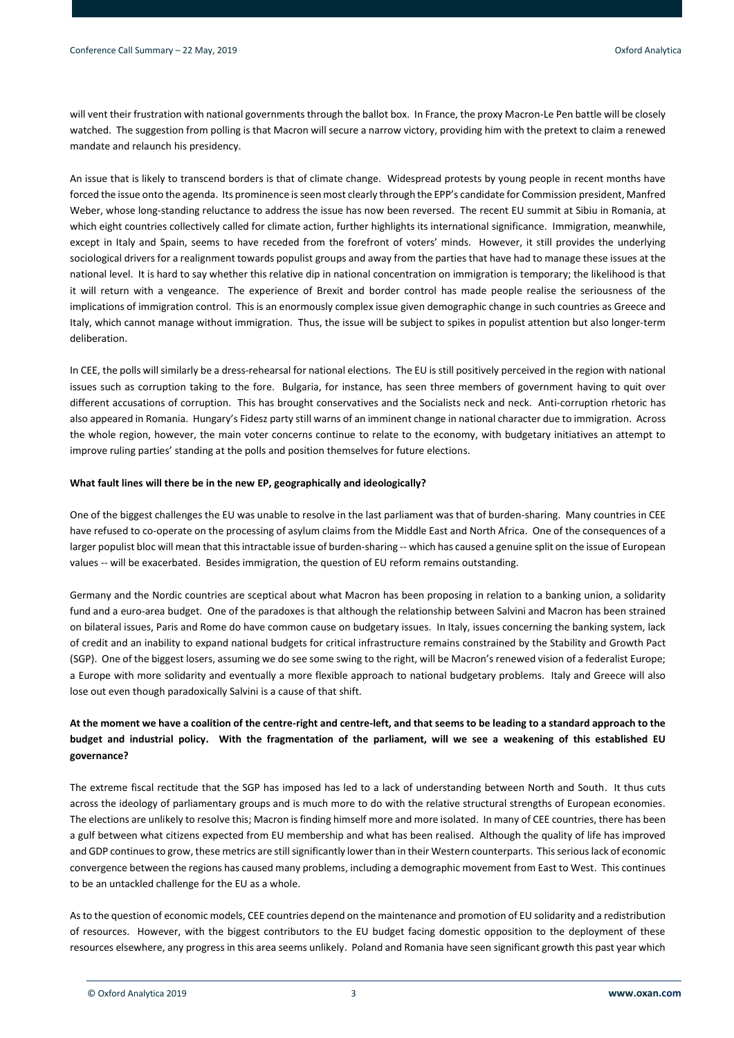will vent their frustration with national governments through the ballot box. In France, the proxy Macron-Le Pen battle will be closely watched. The suggestion from polling is that Macron will secure a narrow victory, providing him with the pretext to claim a renewed mandate and relaunch his presidency.

An issue that is likely to transcend borders is that of climate change. Widespread protests by young people in recent months have forced the issue onto the agenda. Its prominence is seen most clearly through the EPP's candidate for Commission president, Manfred Weber, whose long-standing reluctance to address the issue has now been reversed. The recent EU summit at Sibiu in Romania, at which eight countries collectively called for climate action, further highlights its international significance. Immigration, meanwhile, except in Italy and Spain, seems to have receded from the forefront of voters' minds. However, it still provides the underlying sociological drivers for a realignment towards populist groups and away from the parties that have had to manage these issues at the national level. It is hard to say whether this relative dip in national concentration on immigration is temporary; the likelihood is that it will return with a vengeance. The experience of Brexit and border control has made people realise the seriousness of the implications of immigration control. This is an enormously complex issue given demographic change in such countries as Greece and Italy, which cannot manage without immigration. Thus, the issue will be subject to spikes in populist attention but also longer-term deliberation.

In CEE, the polls will similarly be a dress-rehearsal for national elections. The EU is still positively perceived in the region with national issues such as corruption taking to the fore. Bulgaria, for instance, has seen three members of government having to quit over different accusations of corruption. This has brought conservatives and the Socialists neck and neck. Anti-corruption rhetoric has also appeared in Romania. Hungary's Fidesz party still warns of an imminent change in national character due to immigration. Across the whole region, however, the main voter concerns continue to relate to the economy, with budgetary initiatives an attempt to improve ruling parties' standing at the polls and position themselves for future elections.

**What fault lines will there be in the new EP, geographically and ideologically?**

One of the biggest challenges the EU was unable to resolve in the last parliament was that of burden-sharing. Many countries in CEE have refused to co-operate on the processing of asylum claims from the Middle East and North Africa. One of the consequences of a larger populist bloc will mean that this intractable issue of burden-sharing -- which has caused a genuine split on the issue of European values -- will be exacerbated. Besides immigration, the question of EU reform remains outstanding.

Germany and the Nordic countries are sceptical about what Macron has been proposing in relation to a banking union, a solidarity fund and a euro-area budget. One of the paradoxes is that although the relationship between Salvini and Macron has been strained on bilateral issues, Paris and Rome do have common cause on budgetary issues. In Italy, issues concerning the banking system, lack of credit and an inability to expand national budgets for critical infrastructure remains constrained by the Stability and Growth Pact (SGP). One of the biggest losers, assuming we do see some swing to the right, will be Macron's renewed vision of a federalist Europe; a Europe with more solidarity and eventually a more flexible approach to national budgetary problems. Italy and Greece will also lose out even though paradoxically Salvini is a cause of that shift.

**At the moment we have a coalition of the centre-right and centre-left, and that seems to be leading to a standard approach to the budget and industrial policy. With the fragmentation of the parliament, will we see a weakening of this established EU governance?**

The extreme fiscal rectitude that the SGP has imposed has led to a lack of understanding between North and South. It thus cuts across the ideology of parliamentary groups and is much more to do with the relative structural strengths of European economies. The elections are unlikely to resolve this; Macron is finding himself more and more isolated. In many of CEE countries, there has been a gulf between what citizens expected from EU membership and what has been realised. Although the quality of life has improved and GDP continues to grow, these metrics are still significantly lower than in their Western counterparts. This serious lack of economic convergence between the regions has caused many problems, including a demographic movement from East to West. This continues to be an untackled challenge for the EU as a whole.

As to the question of economic models, CEE countries depend on the maintenance and promotion of EU solidarity and a redistribution of resources. However, with the biggest contributors to the EU budget facing domestic opposition to the deployment of these resources elsewhere, any progress in this area seems unlikely. Poland and Romania have seen significant growth this past year which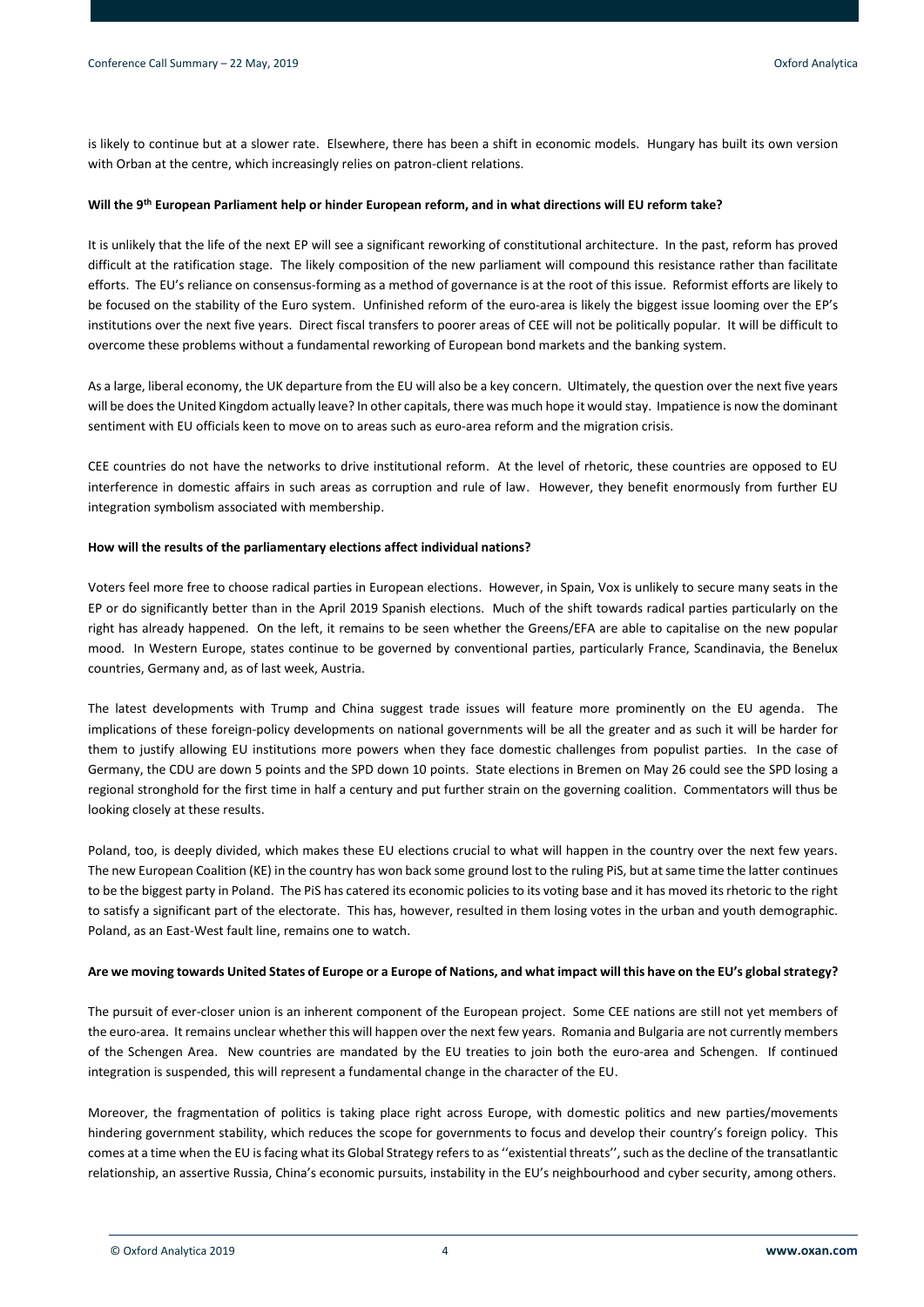is likely to continue but at a slower rate. Elsewhere, there has been a shift in economic models. Hungary has built its own version with Orban at the centre, which increasingly relies on patron-client relations.

**Will the 9th European Parliament help or hinder European reform, and in what directions will EU reform take?**

It is unlikely that the life of the next EP will see a significant reworking of constitutional architecture. In the past, reform has proved difficult at the ratification stage. The likely composition of the new parliament will compound this resistance rather than facilitate efforts. The EU's reliance on consensus-forming as a method of governance is at the root of this issue. Reformist efforts are likely to be focused on the stability of the Euro system. Unfinished reform of the euro-area is likely the biggest issue looming over the EP's institutions over the next five years. Direct fiscal transfers to poorer areas of CEE will not be politically popular. It will be difficult to overcome these problems without a fundamental reworking of European bond markets and the banking system.

As a large, liberal economy, the UK departure from the EU will also be a key concern. Ultimately, the question over the next five years will be does the United Kingdom actually leave? In other capitals, there was much hope it would stay. Impatience is now the dominant sentiment with EU officials keen to move on to areas such as euro-area reform and the migration crisis.

CEE countries do not have the networks to drive institutional reform. At the level of rhetoric, these countries are opposed to EU interference in domestic affairs in such areas as corruption and rule of law. However, they benefit enormously from further EU integration symbolism associated with membership.

**How will the results of the parliamentary elections affect individual nations?**

Voters feel more free to choose radical parties in European elections. However, in Spain, Vox is unlikely to secure many seats in the EP or do significantly better than in the April 2019 Spanish elections. Much of the shift towards radical parties particularly on the right has already happened. On the left, it remains to be seen whether the Greens/EFA are able to capitalise on the new popular mood. In Western Europe, states continue to be governed by conventional parties, particularly France, Scandinavia, the Benelux countries, Germany and, as of last week, Austria.

The latest developments with Trump and China suggest trade issues will feature more prominently on the EU agenda. The implications of these foreign-policy developments on national governments will be all the greater and as such it will be harder for them to justify allowing EU institutions more powers when they face domestic challenges from populist parties. In the case of Germany, the CDU are down 5 points and the SPD down 10 points. State elections in Bremen on May 26 could see the SPD losing a regional stronghold for the first time in half a century and put further strain on the governing coalition. Commentators will thus be looking closely at these results.

Poland, too, is deeply divided, which makes these EU elections crucial to what will happen in the country over the next few years. The new European Coalition (KE) in the country has won back some ground lost to the ruling PiS, but at same time the latter continues to be the biggest party in Poland. The PiS has catered its economic policies to its voting base and it has moved its rhetoric to the right to satisfy a significant part of the electorate. This has, however, resulted in them losing votes in the urban and youth demographic. Poland, as an East-West fault line, remains one to watch.

**Are we moving towards United States of Europe or a Europe of Nations, and what impact will this have on the EU's global strategy?**

The pursuit of ever-closer union is an inherent component of the European project. Some CEE nations are still not yet members of the euro-area. It remains unclear whether this will happen over the next few years. Romania and Bulgaria are not currently members of the Schengen Area. New countries are mandated by the EU treaties to join both the euro-area and Schengen. If continued integration is suspended, this will represent a fundamental change in the character of the EU.

Moreover, the fragmentation of politics is taking place right across Europe, with domestic politics and new parties/movements hindering government stability, which reduces the scope for governments to focus and develop their country's foreign policy. This comes at a time when the EU is facing what its Global Strategy refers to as ''existential threats'', such as the decline of the transatlantic relationship, an assertive Russia, China's economic pursuits, instability in the EU's neighbourhood and cyber security, among others.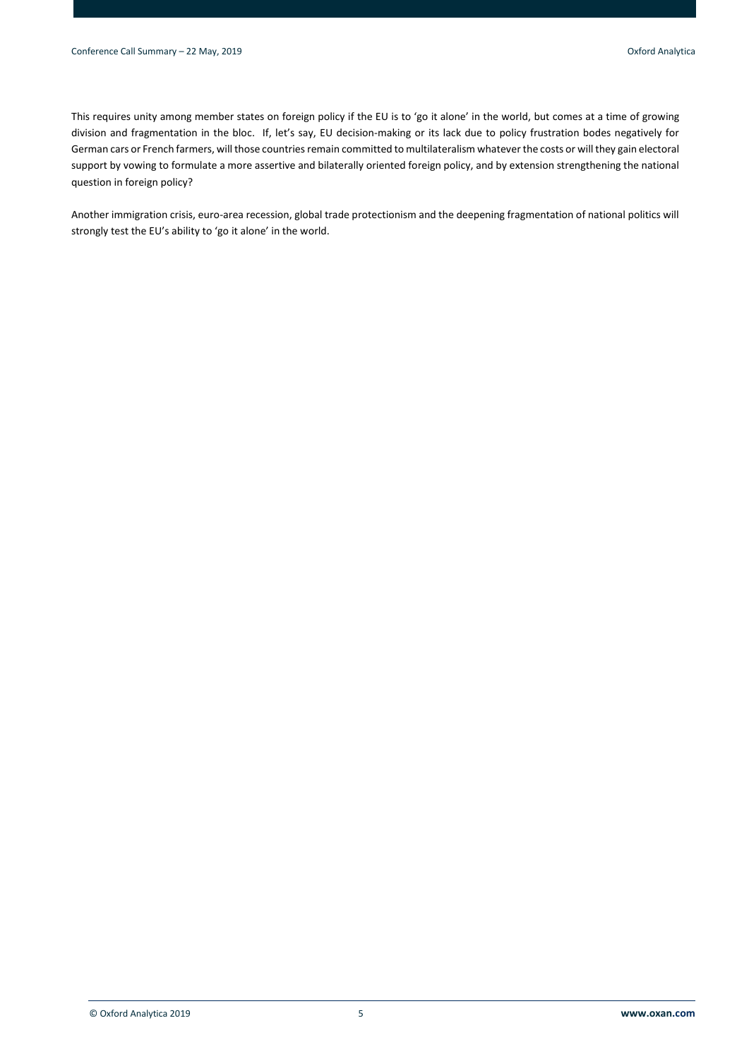This requires unity among member states on foreign policy if the EU is to 'go it alone' in the world, but comes at a time of growing division and fragmentation in the bloc. If, let's say, EU decision-making or its lack due to policy frustration bodes negatively for German cars or French farmers, will those countries remain committed to multilateralism whatever the costs or will they gain electoral support by vowing to formulate a more assertive and bilaterally oriented foreign policy, and by extension strengthening the national question in foreign policy?

Another immigration crisis, euro-area recession, global trade protectionism and the deepening fragmentation of national politics will strongly test the EU's ability to 'go it alone' in the world.